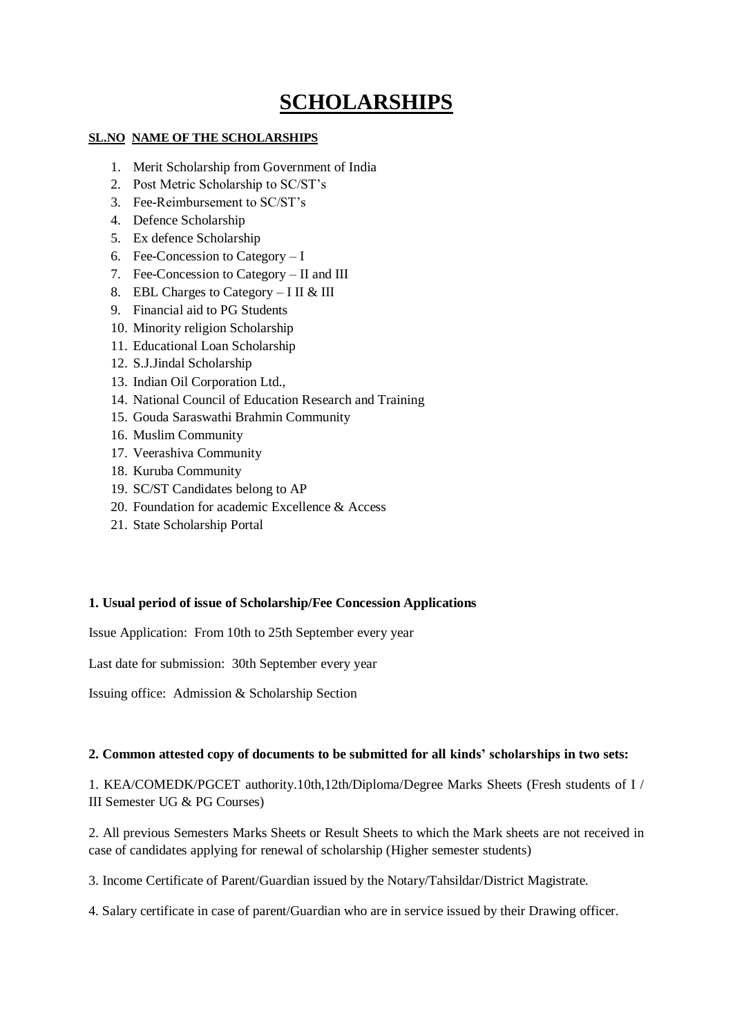# SCHOLARSHIPS

**SL.NO NAME OF THE SCHOLARSHIPS**

1. Merit Scholarship from Government of India
2. Post Metric Scholarship to SC/ST's
3. Fee-Reimbursement to SC/ST's
4. Defence Scholarship
5. Ex defence Scholarship
6. Fee-Concession to Category – I
7. Fee-Concession to Category – II and III
8. EBL Charges to Category – I II & III
9. Financial aid to PG Students
10. Minority religion Scholarship
11. Educational Loan Scholarship
12. S.J.Jindal Scholarship
13. Indian Oil Corporation Ltd.,
14. National Council of Education Research and Training
15. Gouda Saraswathi Brahmin Community
16. Muslim Community
17. Veerashiva Community
18. Kuruba Community
19. SC/ST Candidates belong to AP
20. Foundation for academic Excellence & Access
21. State Scholarship Portal

**1. Usual period of issue of Scholarship/Fee Concession Applications**

Issue Application: From 10th to 25th September every year

Last date for submission: 30th September every year

Issuing office: Admission & Scholarship Section

**2. Common attested copy of documents to be submitted for all kinds' scholarships in two sets:**

1. KEA/COMEDK/PGCET authority.10th,12th/Diploma/Degree Marks Sheets (Fresh students of I / III Semester UG & PG Courses)

2. All previous Semesters Marks Sheets or Result Sheets to which the Mark sheets are not received in case of candidates applying for renewal of scholarship (Higher semester students)

3. Income Certificate of Parent/Guardian issued by the Notary/Tahsildar/District Magistrate.

4. Salary certificate in case of parent/Guardian who are in service issued by their Drawing officer.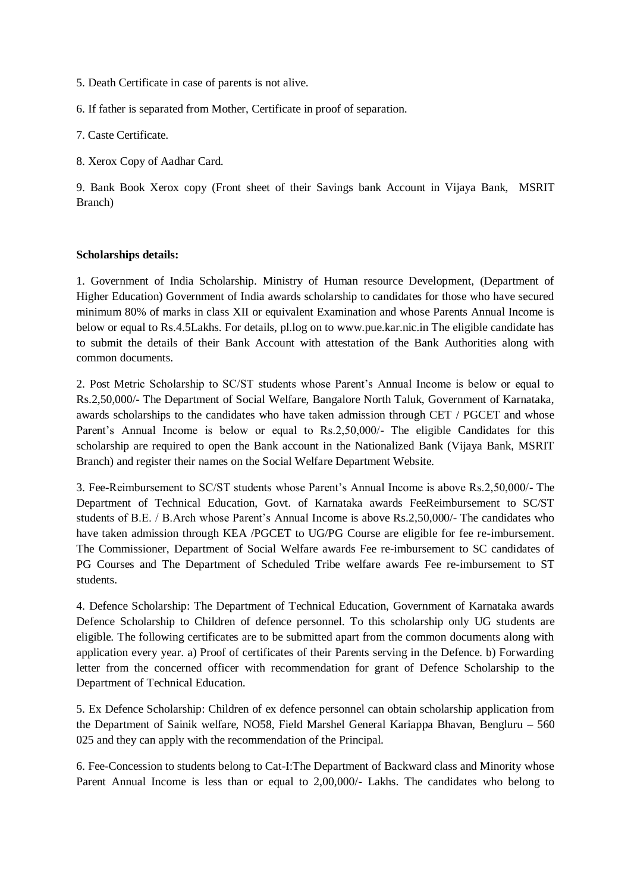5. Death Certificate in case of parents is not alive.

6. If father is separated from Mother, Certificate in proof of separation.

7. Caste Certificate.

8. Xerox Copy of Aadhar Card.

9. Bank Book Xerox copy (Front sheet of their Savings bank Account in Vijaya Bank, MSRIT Branch)

**Scholarships details:**

1. Government of India Scholarship. Ministry of Human resource Development, (Department of Higher Education) Government of India awards scholarship to candidates for those who have secured minimum 80% of marks in class XII or equivalent Examination and whose Parents Annual Income is below or equal to Rs.4.5Lakhs. For details, pl.log on to www.pue.kar.nic.in The eligible candidate has to submit the details of their Bank Account with attestation of the Bank Authorities along with common documents.

2. Post Metric Scholarship to SC/ST students whose Parent's Annual Income is below or equal to Rs.2,50,000/- The Department of Social Welfare, Bangalore North Taluk, Government of Karnataka, awards scholarships to the candidates who have taken admission through CET / PGCET and whose Parent's Annual Income is below or equal to Rs.2,50,000/- The eligible Candidates for this scholarship are required to open the Bank account in the Nationalized Bank (Vijaya Bank, MSRIT Branch) and register their names on the Social Welfare Department Website.

3. Fee-Reimbursement to SC/ST students whose Parent's Annual Income is above Rs.2,50,000/- The Department of Technical Education, Govt. of Karnataka awards FeeReimbursement to SC/ST students of B.E. / B.Arch whose Parent's Annual Income is above Rs.2,50,000/- The candidates who have taken admission through KEA /PGCET to UG/PG Course are eligible for fee re-imbursement. The Commissioner, Department of Social Welfare awards Fee re-imbursement to SC candidates of PG Courses and The Department of Scheduled Tribe welfare awards Fee re-imbursement to ST students.

4. Defence Scholarship: The Department of Technical Education, Government of Karnataka awards Defence Scholarship to Children of defence personnel. To this scholarship only UG students are eligible. The following certificates are to be submitted apart from the common documents along with application every year. a) Proof of certificates of their Parents serving in the Defence. b) Forwarding letter from the concerned officer with recommendation for grant of Defence Scholarship to the Department of Technical Education.

5. Ex Defence Scholarship: Children of ex defence personnel can obtain scholarship application from the Department of Sainik welfare, NO58, Field Marshel General Kariappa Bhavan, Bengluru – 560 025 and they can apply with the recommendation of the Principal.

6. Fee-Concession to students belong to Cat-I:The Department of Backward class and Minority whose Parent Annual Income is less than or equal to 2,00,000/- Lakhs. The candidates who belong to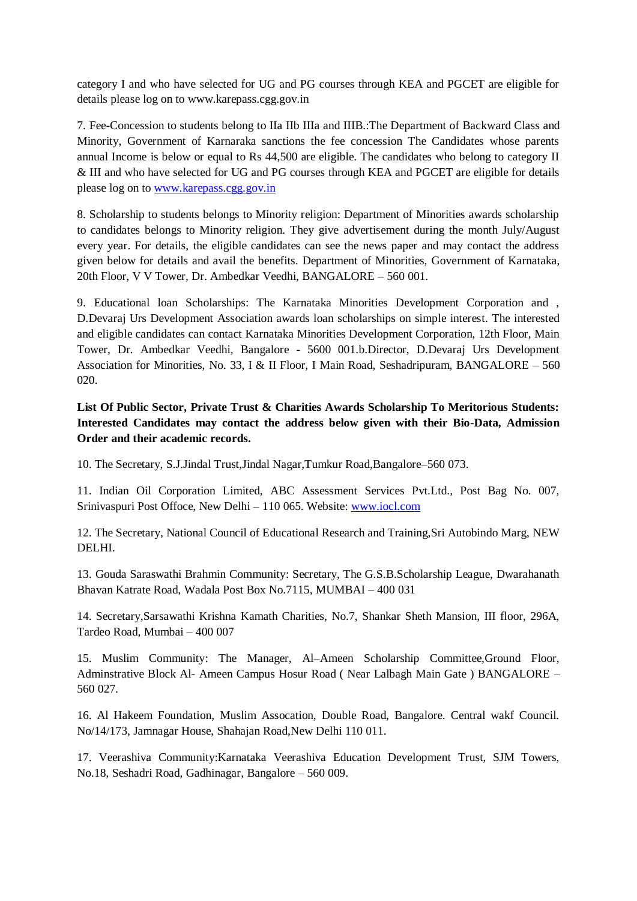category I and who have selected for UG and PG courses through KEA and PGCET are eligible for details please log on to www.karepass.cgg.gov.in

7. Fee-Concession to students belong to IIa IIb IIIa and IIIB.:The Department of Backward Class and Minority, Government of Karnaraka sanctions the fee concession The Candidates whose parents annual Income is below or equal to Rs 44,500 are eligible. The candidates who belong to category II & III and who have selected for UG and PG courses through KEA and PGCET are eligible for details please log on to www.karepass.cgg.gov.in

8. Scholarship to students belongs to Minority religion: Department of Minorities awards scholarship to candidates belongs to Minority religion. They give advertisement during the month July/August every year. For details, the eligible candidates can see the news paper and may contact the address given below for details and avail the benefits. Department of Minorities, Government of Karnataka, 20th Floor, V V Tower, Dr. Ambedkar Veedhi, BANGALORE – 560 001.

9. Educational loan Scholarships: The Karnataka Minorities Development Corporation and , D.Devaraj Urs Development Association awards loan scholarships on simple interest. The interested and eligible candidates can contact Karnataka Minorities Development Corporation, 12th Floor, Main Tower, Dr. Ambedkar Veedhi, Bangalore - 5600 001.b.Director, D.Devaraj Urs Development Association for Minorities, No. 33, I & II Floor, I Main Road, Seshadripuram, BANGALORE – 560 020.

**List Of Public Sector, Private Trust & Charities Awards Scholarship To Meritorious Students: Interested Candidates may contact the address below given with their Bio-Data, Admission Order and their academic records.**

10. The Secretary, S.J.Jindal Trust,Jindal Nagar,Tumkur Road,Bangalore–560 073.

11. Indian Oil Corporation Limited, ABC Assessment Services Pvt.Ltd., Post Bag No. 007, Srinivaspuri Post Offoce, New Delhi – 110 065. Website: www.iocl.com

12. The Secretary, National Council of Educational Research and Training,Sri Autobindo Marg, NEW DELHI.

13. Gouda Saraswathi Brahmin Community: Secretary, The G.S.B.Scholarship League, Dwarahanath Bhavan Katrate Road, Wadala Post Box No.7115, MUMBAI – 400 031

14. Secretary,Sarsawathi Krishna Kamath Charities, No.7, Shankar Sheth Mansion, III floor, 296A, Tardeo Road, Mumbai – 400 007

15. Muslim Community: The Manager, Al–Ameen Scholarship Committee,Ground Floor, Adminstrative Block Al- Ameen Campus Hosur Road ( Near Lalbagh Main Gate ) BANGALORE – 560 027.

16. Al Hakeem Foundation, Muslim Assocation, Double Road, Bangalore. Central wakf Council. No/14/173, Jamnagar House, Shahajan Road,New Delhi 110 011.

17. Veerashiva Community:Karnataka Veerashiva Education Development Trust, SJM Towers, No.18, Seshadri Road, Gadhinagar, Bangalore – 560 009.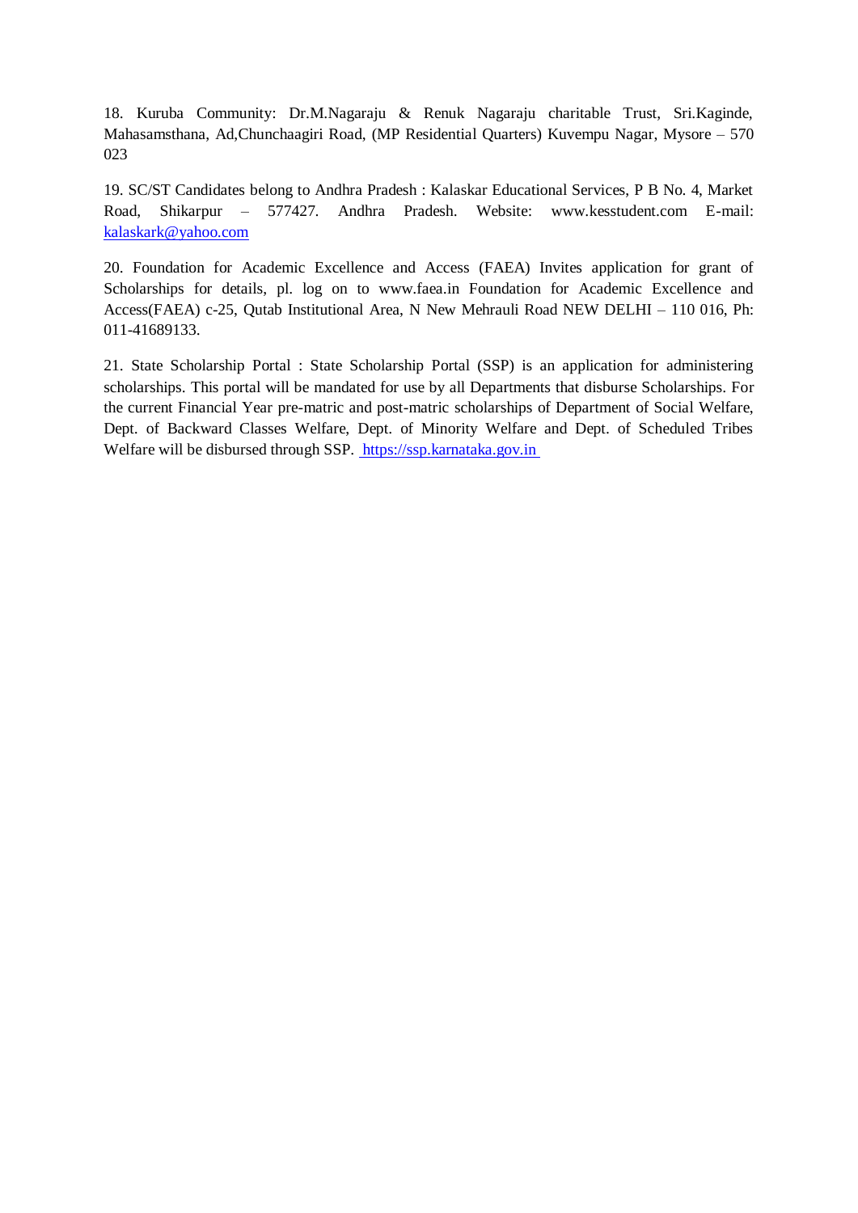18. Kuruba Community: Dr.M.Nagaraju & Renuk Nagaraju charitable Trust, Sri.Kaginde, Mahasamsthana, Ad,Chunchaagiri Road, (MP Residential Quarters) Kuvempu Nagar, Mysore – 570 023

19. SC/ST Candidates belong to Andhra Pradesh : Kalaskar Educational Services, P B No. 4, Market Road, Shikarpur – 577427. Andhra Pradesh. Website: www.kesstudent.com E-mail: kalaskark@yahoo.com

20. Foundation for Academic Excellence and Access (FAEA) Invites application for grant of Scholarships for details, pl. log on to www.faea.in Foundation for Academic Excellence and Access(FAEA) c-25, Qutab Institutional Area, N New Mehrauli Road NEW DELHI – 110 016, Ph: 011-41689133.

21. State Scholarship Portal : State Scholarship Portal (SSP) is an application for administering scholarships. This portal will be mandated for use by all Departments that disburse Scholarships. For the current Financial Year pre-matric and post-matric scholarships of Department of Social Welfare, Dept. of Backward Classes Welfare, Dept. of Minority Welfare and Dept. of Scheduled Tribes Welfare will be disbursed through SSP. https://ssp.karnataka.gov.in